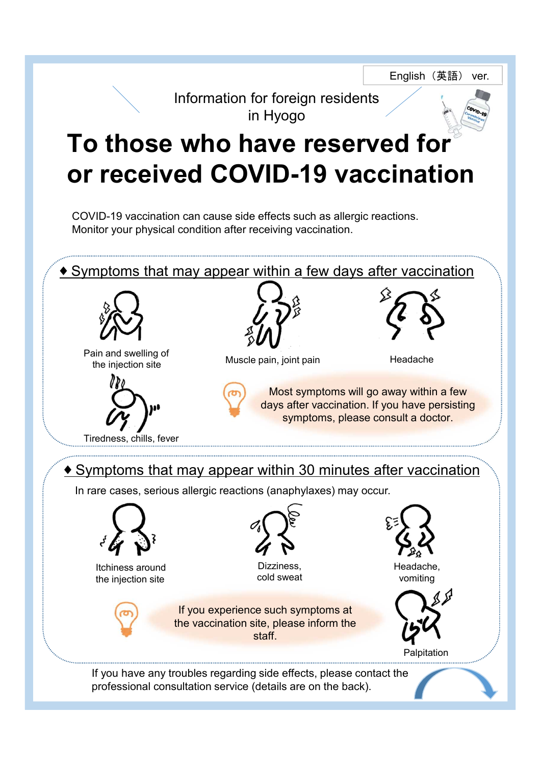English（英語） ver.

Information for foreign residents in Hyogo

# To those who have reserved for or received COVID-19 vaccination

COVID-19 vaccination can cause side effects such as allergic reactions.
Monitor your physical condition after receiving vaccination.

## ♦ Symptoms that may appear within a few days after vaccination

- Pain and swelling of the injection site
- Muscle pain, joint pain
- Headache
- Tiredness, chills, fever

Most symptoms will go away within a few days after vaccination. If you have persisting symptoms, please consult a doctor.

## ♦ Symptoms that may appear within 30 minutes after vaccination

In rare cases, serious allergic reactions (anaphylaxes) may occur.

- Itchiness around the injection site
- Dizziness, cold sweat
- Headache, vomiting
- Palpitation

If you experience such symptoms at the vaccination site, please inform the staff.

If you have any troubles regarding side effects, please contact the professional consultation service (details are on the back).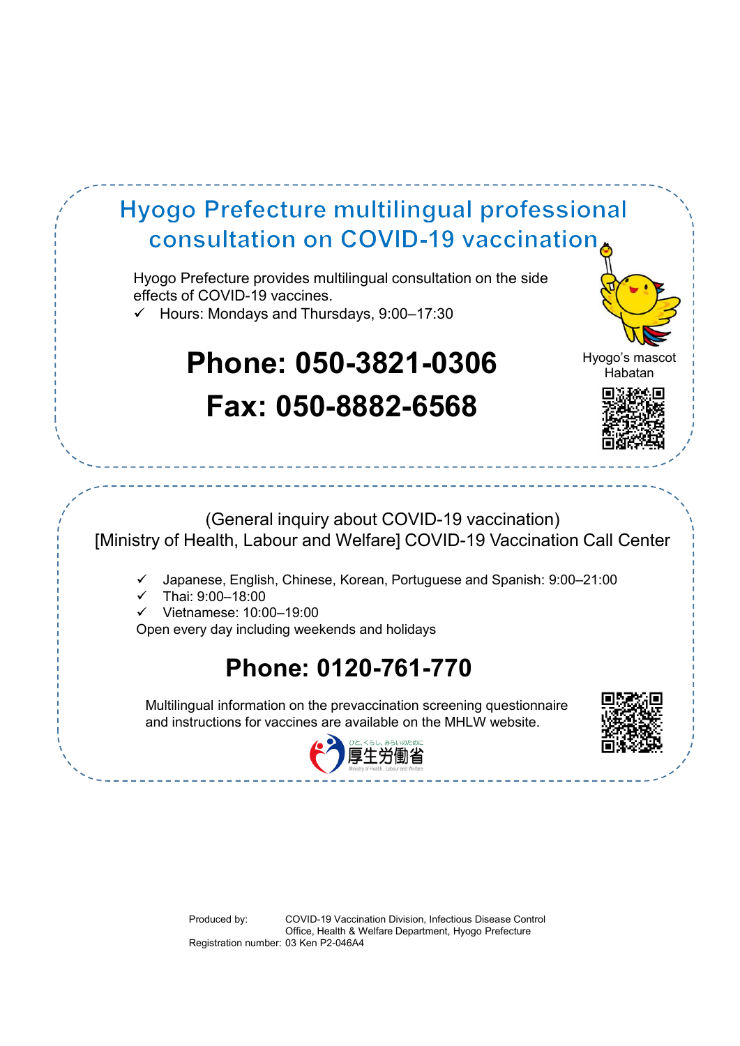# Hyogo Prefecture multilingual professional consultation on COVID-19 vaccination

Hyogo Prefecture provides multilingual consultation on the side effects of COVID-19 vaccines.

- ✓ Hours: Mondays and Thursdays, 9:00–17:30

## Phone: 050-3821-0306

## Fax: 050-8882-6568

Hyogo's mascot Habatan

(General inquiry about COVID-19 vaccination)
[Ministry of Health, Labour and Welfare] COVID-19 Vaccination Call Center

- ✓ Japanese, English, Chinese, Korean, Portuguese and Spanish: 9:00–21:00
- ✓ Thai: 9:00–18:00
- ✓ Vietnamese: 10:00–19:00

Open every day including weekends and holidays

## Phone: 0120-761-770

Multilingual information on the prevaccination screening questionnaire and instructions for vaccines are available on the MHLW website.

ひと、くらし、みらいのために
厚生労働省
Ministry of Health, Labour and Welfare

Produced by: COVID-19 Vaccination Division, Infectious Disease Control Office, Health & Welfare Department, Hyogo Prefecture
Registration number: 03 Ken P2-046A4